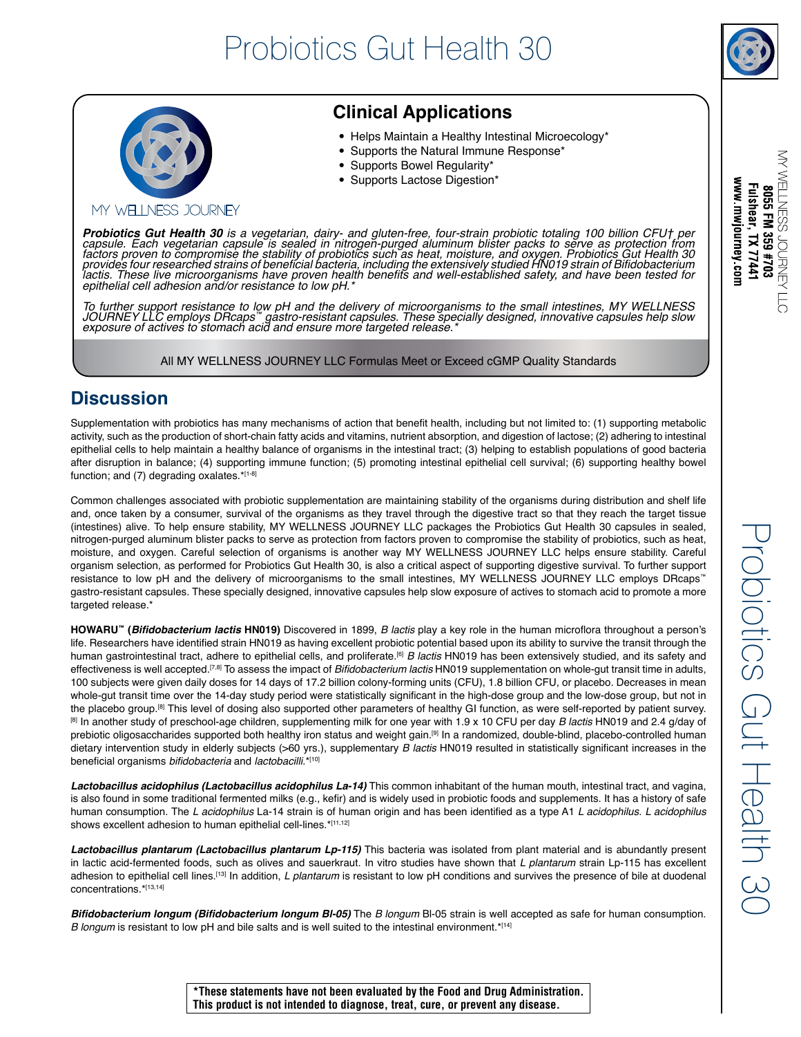# Probiotics Gut Health 30

MY WELLNESS JOURNEY

## Clinical Applications

- Helps Maintain a Healthy Intestinal Microecology*
- Supports the Natural Immune Response*
- Supports Bowel Regularity*
- Supports Lactose Digestion*

***Probiotics Gut Health 30*** *is a vegetarian, dairy- and gluten-free, four-strain probiotic totaling 100 billion CFU† per capsule. Each vegetarian capsule is sealed in nitrogen-purged aluminum blister packs to serve as protection from factors proven to compromise the stability of probiotics such as heat, moisture, and oxygen. Probiotics Gut Health 30 provides four researched strains of beneficial bacteria, including the extensively studied HN019 strain of Bifidobacterium lactis. These live microorganisms have proven health benefits and well-established safety, and have been tested for epithelial cell adhesion and/or resistance to low pH.**

*To further support resistance to low pH and the delivery of microorganisms to the small intestines, MY WELLNESS JOURNEY LLC employs DRcaps™ gastro-resistant capsules. These specially designed, innovative capsules help slow exposure of actives to stomach acid and ensure more targeted release.**

All MY WELLNESS JOURNEY LLC Formulas Meet or Exceed cGMP Quality Standards

MY WELLNESS JOURNEY LLC
**8055 FM 359 #703**
**Fulshear, TX 77441**
**www.mwjourney.com**

## Discussion

Supplementation with probiotics has many mechanisms of action that benefit health, including but not limited to: (1) supporting metabolic activity, such as the production of short-chain fatty acids and vitamins, nutrient absorption, and digestion of lactose; (2) adhering to intestinal epithelial cells to help maintain a healthy balance of organisms in the intestinal tract; (3) helping to establish populations of good bacteria after disruption in balance; (4) supporting immune function; (5) promoting intestinal epithelial cell survival; (6) supporting healthy bowel function; and (7) degrading oxalates.*[1-8]

Common challenges associated with probiotic supplementation are maintaining stability of the organisms during distribution and shelf life and, once taken by a consumer, survival of the organisms as they travel through the digestive tract so that they reach the target tissue (intestines) alive. To help ensure stability, MY WELLNESS JOURNEY LLC packages the Probiotics Gut Health 30 capsules in sealed, nitrogen-purged aluminum blister packs to serve as protection from factors proven to compromise the stability of probiotics, such as heat, moisture, and oxygen. Careful selection of organisms is another way MY WELLNESS JOURNEY LLC helps ensure stability. Careful organism selection, as performed for Probiotics Gut Health 30, is also a critical aspect of supporting digestive survival. To further support resistance to low pH and the delivery of microorganisms to the small intestines, MY WELLNESS JOURNEY LLC employs DRcaps™ gastro-resistant capsules. These specially designed, innovative capsules help slow exposure of actives to stomach acid to promote a more targeted release.*

**HOWARU™ (*Bifidobacterium lactis* HN019)** Discovered in 1899, *B lactis* play a key role in the human microflora throughout a person's life. Researchers have identified strain HN019 as having excellent probiotic potential based upon its ability to survive the transit through the human gastrointestinal tract, adhere to epithelial cells, and proliferate.[6] *B lactis* HN019 has been extensively studied, and its safety and effectiveness is well accepted.[7,8] To assess the impact of *Bifidobacterium lactis* HN019 supplementation on whole-gut transit time in adults, 100 subjects were given daily doses for 14 days of 17.2 billion colony-forming units (CFU), 1.8 billion CFU, or placebo. Decreases in mean whole-gut transit time over the 14-day study period were statistically significant in the high-dose group and the low-dose group, but not in the placebo group.[8] This level of dosing also supported other parameters of healthy GI function, as were self-reported by patient survey.[8] In another study of preschool-age children, supplementing milk for one year with 1.9 x 10 CFU per day *B lactis* HN019 and 2.4 g/day of prebiotic oligosaccharides supported both healthy iron status and weight gain.[9] In a randomized, double-blind, placebo-controlled human dietary intervention study in elderly subjects (>60 yrs.), supplementary *B lactis* HN019 resulted in statistically significant increases in the beneficial organisms *bifidobacteria* and *lactobacilli*.*[10]

***Lactobacillus acidophilus (Lactobacillus acidophilus La-14)*** This common inhabitant of the human mouth, intestinal tract, and vagina, is also found in some traditional fermented milks (e.g., kefir) and is widely used in probiotic foods and supplements. It has a history of safe human consumption. The *L acidophilus* La-14 strain is of human origin and has been identified as a type A1 *L acidophilus. L acidophilus* shows excellent adhesion to human epithelial cell-lines.*[11,12]

***Lactobacillus plantarum (Lactobacillus plantarum Lp-115)*** This bacteria was isolated from plant material and is abundantly present in lactic acid-fermented foods, such as olives and sauerkraut. In vitro studies have shown that *L plantarum* strain Lp-115 has excellent adhesion to epithelial cell lines.[13] In addition, *L plantarum* is resistant to low pH conditions and survives the presence of bile at duodenal concentrations.*[13,14]

***Bifidobacterium longum (Bifidobacterium longum Bl-05)*** The *B longum* Bl-05 strain is well accepted as safe for human consumption. *B longum* is resistant to low pH and bile salts and is well suited to the intestinal environment.*[14]

**\*These statements have not been evaluated by the Food and Drug Administration. This product is not intended to diagnose, treat, cure, or prevent any disease.**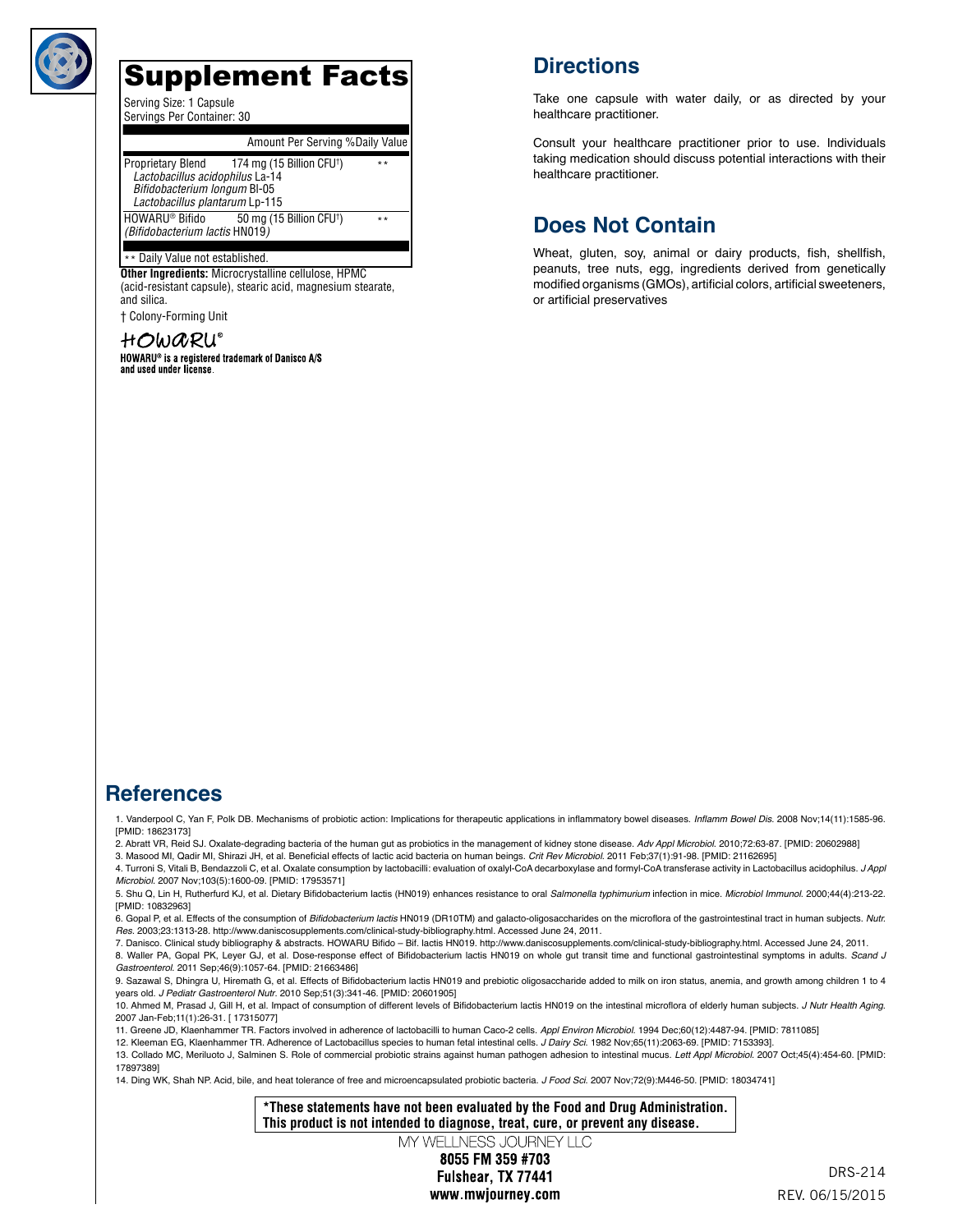# Supplement Facts

Serving Size: 1 Capsule
Servings Per Container: 30

| | Amount Per Serving | %Daily Value |
|---|---|---|
| Proprietary Blend<br>*Lactobacillus acidophilus* La-14<br>*Bifidobacterium longum* Bl-05<br>*Lactobacillus plantarum* Lp-115 | 174 mg (15 Billion CFU†) | ** |
| HOWARU® Bifido<br>*(Bifidobacterium lactis* HN019*)* | 50 mg (15 Billion CFU†) | ** |

** Daily Value not established.

**Other Ingredients:** Microcrystalline cellulose, HPMC (acid-resistant capsule), stearic acid, magnesium stearate, and silica.

† Colony-Forming Unit

HOWARU®

**HOWARU® is a registered trademark of Danisco A/S and used under license.**

## Directions

Take one capsule with water daily, or as directed by your healthcare practitioner.

Consult your healthcare practitioner prior to use. Individuals taking medication should discuss potential interactions with their healthcare practitioner.

## Does Not Contain

Wheat, gluten, soy, animal or dairy products, fish, shellfish, peanuts, tree nuts, egg, ingredients derived from genetically modified organisms (GMOs), artificial colors, artificial sweeteners, or artificial preservatives

## References

1. Vanderpool C, Yan F, Polk DB. Mechanisms of probiotic action: Implications for therapeutic applications in inflammatory bowel diseases. *Inflamm Bowel Dis.* 2008 Nov;14(11):1585-96. [PMID: 18623173]
2. Abratt VR, Reid SJ. Oxalate-degrading bacteria of the human gut as probiotics in the management of kidney stone disease. *Adv Appl Microbiol.* 2010;72:63-87. [PMID: 20602988]
3. Masood MI, Qadir MI, Shirazi JH, et al. Beneficial effects of lactic acid bacteria on human beings. *Crit Rev Microbiol.* 2011 Feb;37(1):91-98. [PMID: 21162695]
4. Turroni S, Vitali B, Bendazzoli C, et al. Oxalate consumption by lactobacilli: evaluation of oxalyl-CoA decarboxylase and formyl-CoA transferase activity in Lactobacillus acidophilus. *J Appl Microbiol.* 2007 Nov;103(5):1600-09. [PMID: 17953571]
5. Shu Q, Lin H, Rutherfurd KJ, et al. Dietary Bifidobacterium lactis (HN019) enhances resistance to oral *Salmonella typhimurium* infection in mice. *Microbiol Immunol.* 2000;44(4):213-22. [PMID: 10832963]
6. Gopal P, et al. Effects of the consumption of *Bifidobacterium lactis* HN019 (DR10TM) and galacto-oligosaccharides on the microflora of the gastrointestinal tract in human subjects. *Nutr. Res.* 2003;23:1313-28. http://www.daniscosupplements.com/clinical-study-bibliography.html. Accessed June 24, 2011.
7. Danisco. Clinical study bibliography & abstracts. HOWARU Bifido – Bif. lactis HN019. http://www.daniscosupplements.com/clinical-study-bibliography.html. Accessed June 24, 2011.
8. Waller PA, Gopal PK, Leyer GJ, et al. Dose-response effect of Bifidobacterium lactis HN019 on whole gut transit time and functional gastrointestinal symptoms in adults. *Scand J Gastroenterol.* 2011 Sep;46(9):1057-64. [PMID: 21663486]
9. Sazawal S, Dhingra U, Hiremath G, et al. Effects of Bifidobacterium lactis HN019 and prebiotic oligosaccharide added to milk on iron status, anemia, and growth among children 1 to 4 years old. *J Pediatr Gastroenterol Nutr.* 2010 Sep;51(3):341-46. [PMID: 20601905]
10. Ahmed M, Prasad J, Gill H, et al. Impact of consumption of different levels of Bifidobacterium lactis HN019 on the intestinal microflora of elderly human subjects. *J Nutr Health Aging.* 2007 Jan-Feb;11(1):26-31. [ 17315077]
11. Greene JD, Klaenhammer TR. Factors involved in adherence of lactobacilli to human Caco-2 cells. *Appl Environ Microbiol.* 1994 Dec;60(12):4487-94. [PMID: 7811085]
12. Kleeman EG, Klaenhammer TR. Adherence of Lactobacillus species to human fetal intestinal cells. *J Dairy Sci.* 1982 Nov;65(11):2063-69. [PMID: 7153393].
13. Collado MC, Meriluoto J, Salminen S. Role of commercial probiotic strains against human pathogen adhesion to intestinal mucus. *Lett Appl Microbiol.* 2007 Oct;45(4):454-60. [PMID: 17897389]
14. Ding WK, Shah NP. Acid, bile, and heat tolerance of free and microencapsulated probiotic bacteria. *J Food Sci.* 2007 Nov;72(9):M446-50. [PMID: 18034741]

**\*These statements have not been evaluated by the Food and Drug Administration. This product is not intended to diagnose, treat, cure, or prevent any disease.**

MY WELLNESS JOURNEY LLC
**8055 FM 359 #703**
**Fulshear, TX 77441**
**www.mwjourney.com**

DRS-214
REV. 06/15/2015